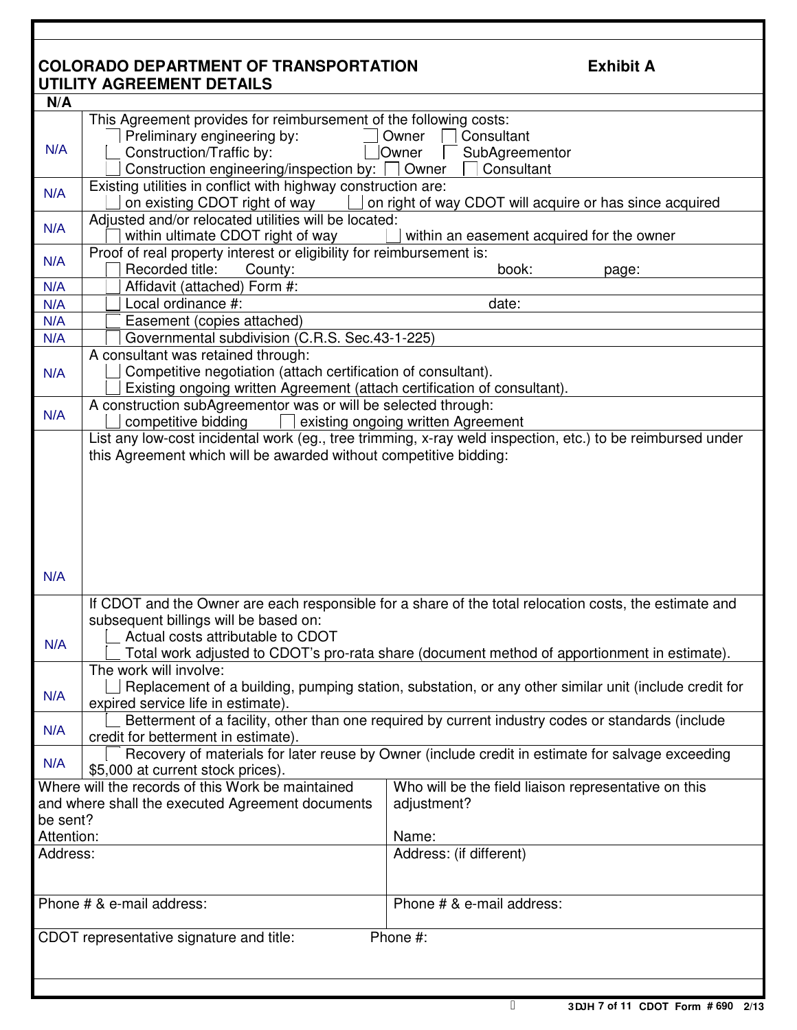## COLORADO DEPARTMENT OF TRANSPORTATION — Exhibit A
## UTILITY AGREEMENT DETAILS

| | |
|---|---|
| **N/A** | |
| N/A | This Agreement provides for reimbursement of the following costs:<br>☐ Preliminary engineering by: ☐ Owner ☐ Consultant<br>☐ Construction/Traffic by: ☐ Owner ☐ SubAgreementor<br>☐ Construction engineering/inspection by: ☐ Owner ☐ Consultant |
| N/A | Existing utilities in conflict with highway construction are:<br>☐ on existing CDOT right of way ☐ on right of way CDOT will acquire or has since acquired |
| N/A | Adjusted and/or relocated utilities will be located:<br>☐ within ultimate CDOT right of way ☐ within an easement acquired for the owner |
| N/A | Proof of real property interest or eligibility for reimbursement is:<br>☐ Recorded title: County: book: page: |
| N/A | ☐ Affidavit (attached) Form #: |
| N/A | ☐ Local ordinance #: date: |
| N/A | ☐ Easement (copies attached) |
| N/A | ☐ Governmental subdivision (C.R.S. Sec.43-1-225) |
| N/A | A consultant was retained through:<br>☐ Competitive negotiation (attach certification of consultant).<br>☐ Existing ongoing written Agreement (attach certification of consultant). |
| N/A | A construction subAgreementor was or will be selected through:<br>☐ competitive bidding ☐ existing ongoing written Agreement |
| N/A | List any low-cost incidental work (eg., tree trimming, x-ray weld inspection, etc.) to be reimbursed under this Agreement which will be awarded without competitive bidding: |
| N/A | If CDOT and the Owner are each responsible for a share of the total relocation costs, the estimate and subsequent billings will be based on:<br>☐ Actual costs attributable to CDOT<br>☐ Total work adjusted to CDOT's pro-rata share (document method of apportionment in estimate). |
| N/A | The work will involve:<br>☐ Replacement of a building, pumping station, substation, or any other similar unit (include credit for expired service life in estimate). |
| N/A | ☐ Betterment of a facility, other than one required by current industry codes or standards (include credit for betterment in estimate). |
| N/A | ☐ Recovery of materials for later reuse by Owner (include credit in estimate for salvage exceeding $5,000 at current stock prices). |

| Where will the records of this Work be maintained and where shall the executed Agreement documents be sent? | Who will be the field liaison representative on this adjustment? |
|---|---|
| Attention: | Name: |
| Address: | Address: (if different) |
| Phone # & e-mail address: | Phone # & e-mail address: |

CDOT representative signature and title: Phone #: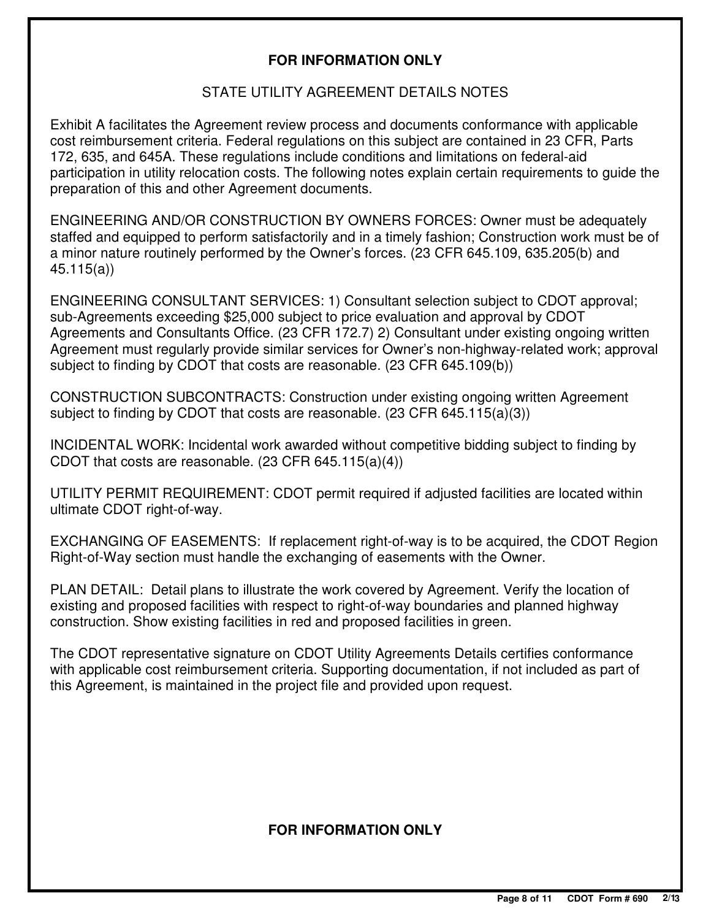**FOR INFORMATION ONLY**

## STATE UTILITY AGREEMENT DETAILS NOTES

Exhibit A facilitates the Agreement review process and documents conformance with applicable cost reimbursement criteria. Federal regulations on this subject are contained in 23 CFR, Parts 172, 635, and 645A. These regulations include conditions and limitations on federal-aid participation in utility relocation costs. The following notes explain certain requirements to guide the preparation of this and other Agreement documents.

ENGINEERING AND/OR CONSTRUCTION BY OWNERS FORCES: Owner must be adequately staffed and equipped to perform satisfactorily and in a timely fashion; Construction work must be of a minor nature routinely performed by the Owner's forces. (23 CFR 645.109, 635.205(b) and 45.115(a))

ENGINEERING CONSULTANT SERVICES: 1) Consultant selection subject to CDOT approval; sub-Agreements exceeding $25,000 subject to price evaluation and approval by CDOT Agreements and Consultants Office. (23 CFR 172.7) 2) Consultant under existing ongoing written Agreement must regularly provide similar services for Owner's non-highway-related work; approval subject to finding by CDOT that costs are reasonable. (23 CFR 645.109(b))

CONSTRUCTION SUBCONTRACTS: Construction under existing ongoing written Agreement subject to finding by CDOT that costs are reasonable. (23 CFR 645.115(a)(3))

INCIDENTAL WORK: Incidental work awarded without competitive bidding subject to finding by CDOT that costs are reasonable. (23 CFR 645.115(a)(4))

UTILITY PERMIT REQUIREMENT: CDOT permit required if adjusted facilities are located within ultimate CDOT right-of-way.

EXCHANGING OF EASEMENTS: If replacement right-of-way is to be acquired, the CDOT Region Right-of-Way section must handle the exchanging of easements with the Owner.

PLAN DETAIL: Detail plans to illustrate the work covered by Agreement. Verify the location of existing and proposed facilities with respect to right-of-way boundaries and planned highway construction. Show existing facilities in red and proposed facilities in green.

The CDOT representative signature on CDOT Utility Agreements Details certifies conformance with applicable cost reimbursement criteria. Supporting documentation, if not included as part of this Agreement, is maintained in the project file and provided upon request.

**FOR INFORMATION ONLY**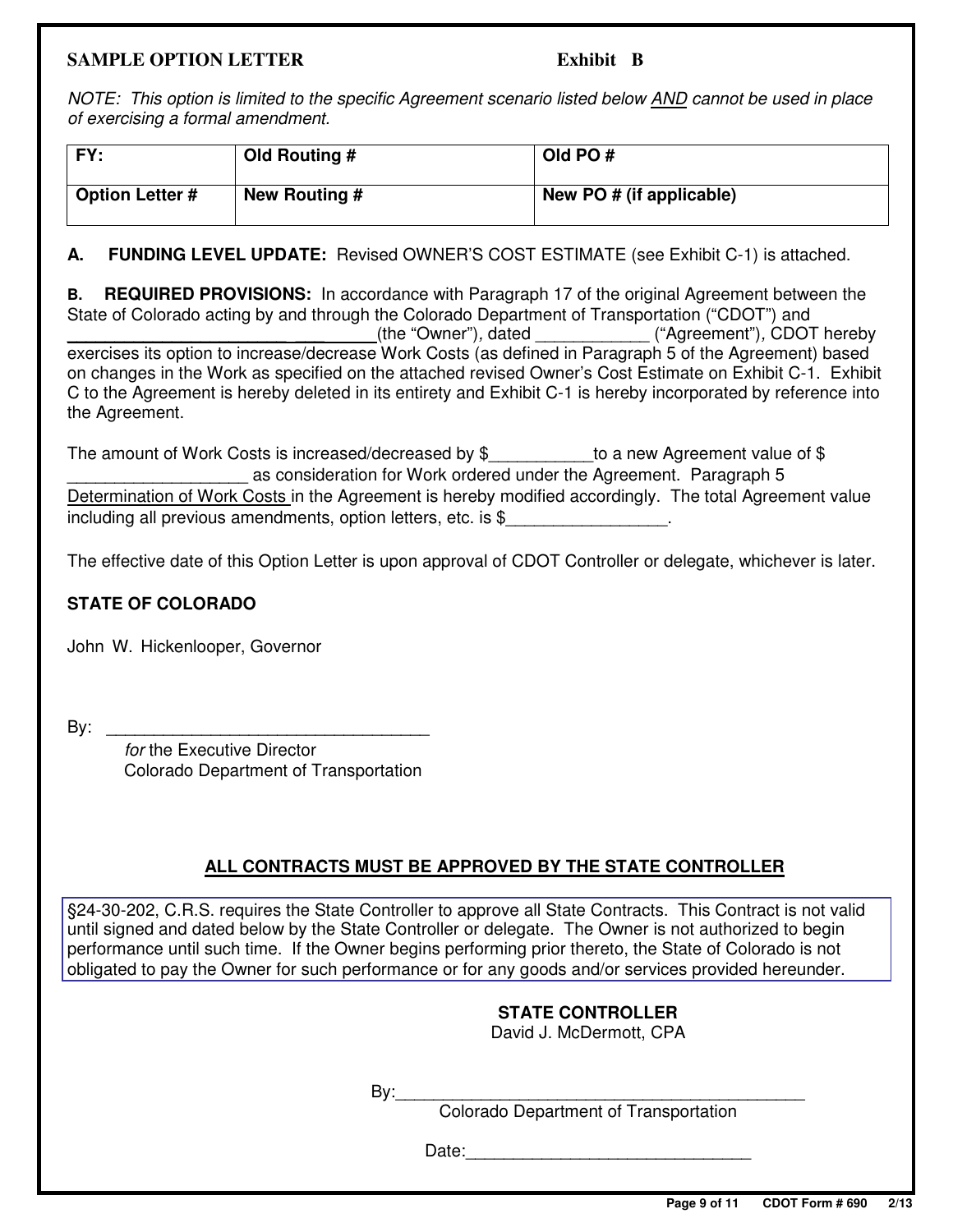**SAMPLE OPTION LETTER** **Exhibit B**

*NOTE: This option is limited to the specific Agreement scenario listed below AND cannot be used in place of exercising a formal amendment.*

| FY: | Old Routing # | Old PO # |
|---|---|---|
| Option Letter # | New Routing # | New PO # (if applicable) |

**A. FUNDING LEVEL UPDATE:** Revised OWNER'S COST ESTIMATE (see Exhibit C-1) is attached.

**B. REQUIRED PROVISIONS:** In accordance with Paragraph 17 of the original Agreement between the State of Colorado acting by and through the Colorado Department of Transportation ("CDOT") and ____________________________(the "Owner"), dated ____________ ("Agreement"), CDOT hereby exercises its option to increase/decrease Work Costs (as defined in Paragraph 5 of the Agreement) based on changes in the Work as specified on the attached revised Owner's Cost Estimate on Exhibit C-1. Exhibit C to the Agreement is hereby deleted in its entirety and Exhibit C-1 is hereby incorporated by reference into the Agreement.

The amount of Work Costs is increased/decreased by $___________to a new Agreement value of $ ___________________ as consideration for Work ordered under the Agreement. Paragraph 5 Determination of Work Costs in the Agreement is hereby modified accordingly. The total Agreement value including all previous amendments, option letters, etc. is $_________________.

The effective date of this Option Letter is upon approval of CDOT Controller or delegate, whichever is later.

**STATE OF COLORADO**

John W. Hickenlooper, Governor

By: ___________________________________

*for* the Executive Director
Colorado Department of Transportation

**ALL CONTRACTS MUST BE APPROVED BY THE STATE CONTROLLER**

§24-30-202, C.R.S. requires the State Controller to approve all State Contracts. This Contract is not valid until signed and dated below by the State Controller or delegate. The Owner is not authorized to begin performance until such time. If the Owner begins performing prior thereto, the State of Colorado is not obligated to pay the Owner for such performance or for any goods and/or services provided hereunder.

**STATE CONTROLLER**
David J. McDermott, CPA

By:_____________________________________________
Colorado Department of Transportation

Date:______________________________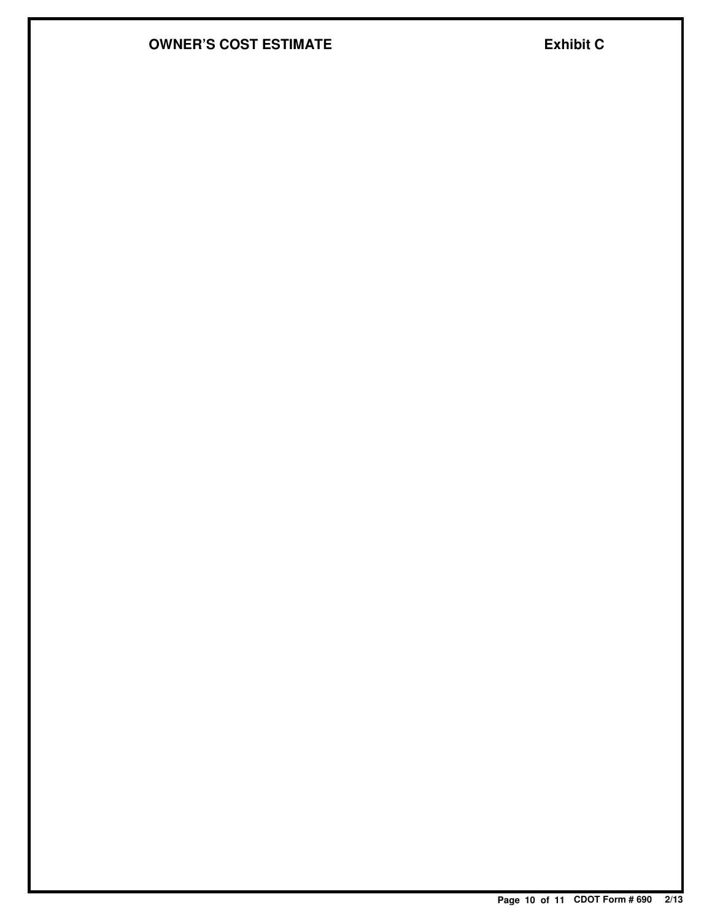**OWNER'S COST ESTIMATE** **Exhibit C**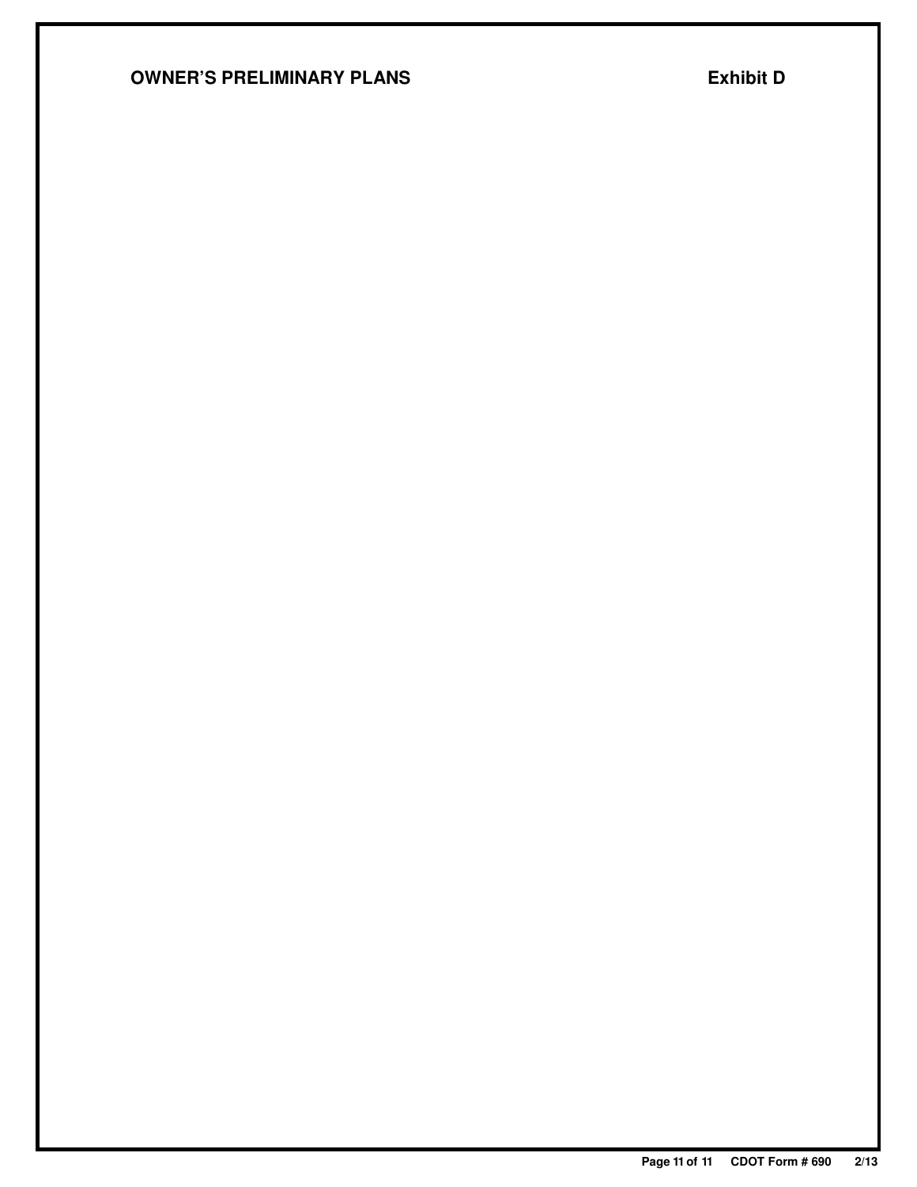**OWNER'S PRELIMINARY PLANS** **Exhibit D**